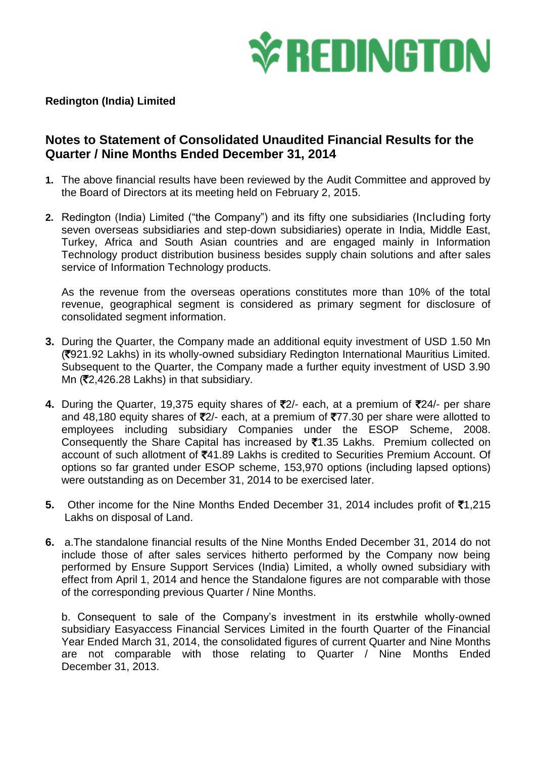**Redington (India) Limited**

## Notes to Statement of Consolidated Unaudited Financial Results for the Quarter / Nine Months Ended December 31, 2014

1. The above financial results have been reviewed by the Audit Committee and approved by the Board of Directors at its meeting held on February 2, 2015.

2. Redington (India) Limited ("the Company") and its fifty one subsidiaries (Including forty seven overseas subsidiaries and step-down subsidiaries) operate in India, Middle East, Turkey, Africa and South Asian countries and are engaged mainly in Information Technology product distribution business besides supply chain solutions and after sales service of Information Technology products.

   As the revenue from the overseas operations constitutes more than 10% of the total revenue, geographical segment is considered as primary segment for disclosure of consolidated segment information.

3. During the Quarter, the Company made an additional equity investment of USD 1.50 Mn (₹921.92 Lakhs) in its wholly-owned subsidiary Redington International Mauritius Limited. Subsequent to the Quarter, the Company made a further equity investment of USD 3.90 Mn (₹2,426.28 Lakhs) in that subsidiary.

4. During the Quarter, 19,375 equity shares of ₹2/- each, at a premium of ₹24/- per share and 48,180 equity shares of ₹2/- each, at a premium of ₹77.30 per share were allotted to employees including subsidiary Companies under the ESOP Scheme, 2008. Consequently the Share Capital has increased by ₹1.35 Lakhs. Premium collected on account of such allotment of ₹41.89 Lakhs is credited to Securities Premium Account. Of options so far granted under ESOP scheme, 153,970 options (including lapsed options) were outstanding as on December 31, 2014 to be exercised later.

5. Other income for the Nine Months Ended December 31, 2014 includes profit of ₹1,215 Lakhs on disposal of Land.

6. a.The standalone financial results of the Nine Months Ended December 31, 2014 do not include those of after sales services hitherto performed by the Company now being performed by Ensure Support Services (India) Limited, a wholly owned subsidiary with effect from April 1, 2014 and hence the Standalone figures are not comparable with those of the corresponding previous Quarter / Nine Months.

   b. Consequent to sale of the Company's investment in its erstwhile wholly-owned subsidiary Easyaccess Financial Services Limited in the fourth Quarter of the Financial Year Ended March 31, 2014, the consolidated figures of current Quarter and Nine Months are not comparable with those relating to Quarter / Nine Months Ended December 31, 2013.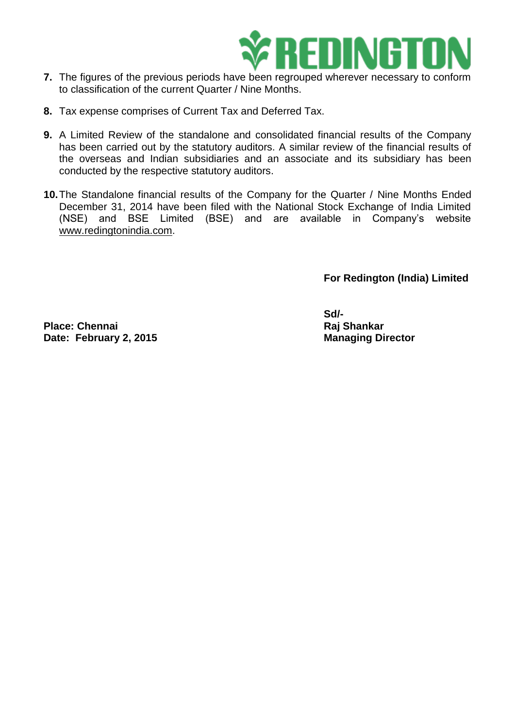7. The figures of the previous periods have been regrouped wherever necessary to conform to classification of the current Quarter / Nine Months.

8. Tax expense comprises of Current Tax and Deferred Tax.

9. A Limited Review of the standalone and consolidated financial results of the Company has been carried out by the statutory auditors. A similar review of the financial results of the overseas and Indian subsidiaries and an associate and its subsidiary has been conducted by the respective statutory auditors.

10. The Standalone financial results of the Company for the Quarter / Nine Months Ended December 31, 2014 have been filed with the National Stock Exchange of India Limited (NSE) and BSE Limited (BSE) and are available in Company's website www.redingtonindia.com.

**For Redington (India) Limited**

**Sd/-**
**Raj Shankar**
**Managing Director**

**Place: Chennai**
**Date: February 2, 2015**